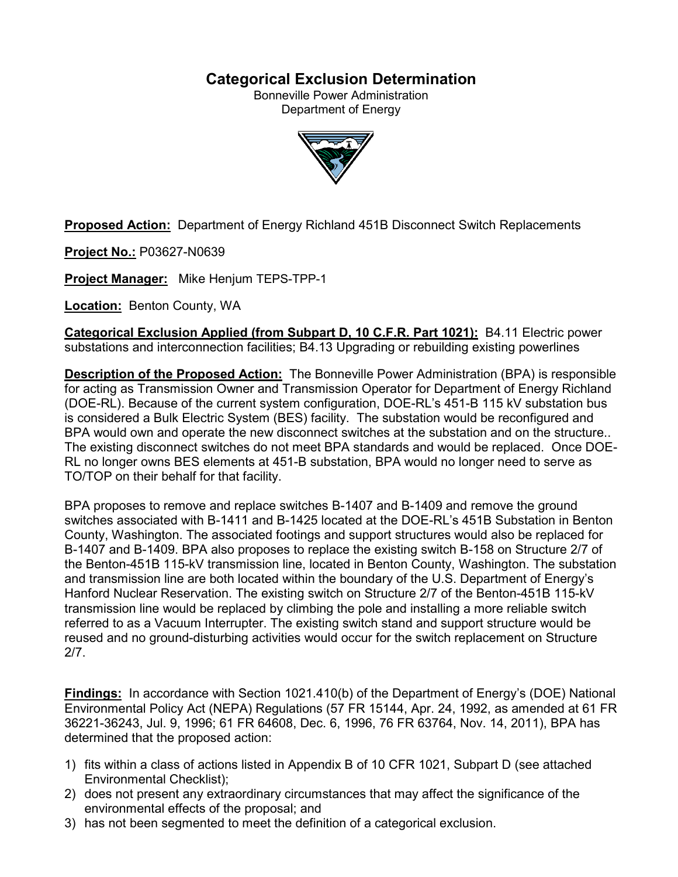# Categorical Exclusion Determination

Bonneville Power Administration
Department of Energy

**Proposed Action:** Department of Energy Richland 451B Disconnect Switch Replacements

**Project No.:** P03627-N0639

**Project Manager:** Mike Henjum TEPS-TPP-1

**Location:** Benton County, WA

**Categorical Exclusion Applied (from Subpart D, 10 C.F.R. Part 1021):** B4.11 Electric power substations and interconnection facilities; B4.13 Upgrading or rebuilding existing powerlines

**Description of the Proposed Action:** The Bonneville Power Administration (BPA) is responsible for acting as Transmission Owner and Transmission Operator for Department of Energy Richland (DOE-RL). Because of the current system configuration, DOE-RL's 451-B 115 kV substation bus is considered a Bulk Electric System (BES) facility. The substation would be reconfigured and BPA would own and operate the new disconnect switches at the substation and on the structure.. The existing disconnect switches do not meet BPA standards and would be replaced. Once DOE-RL no longer owns BES elements at 451-B substation, BPA would no longer need to serve as TO/TOP on their behalf for that facility.

BPA proposes to remove and replace switches B-1407 and B-1409 and remove the ground switches associated with B-1411 and B-1425 located at the DOE-RL's 451B Substation in Benton County, Washington. The associated footings and support structures would also be replaced for B-1407 and B-1409. BPA also proposes to replace the existing switch B-158 on Structure 2/7 of the Benton-451B 115-kV transmission line, located in Benton County, Washington. The substation and transmission line are both located within the boundary of the U.S. Department of Energy's Hanford Nuclear Reservation. The existing switch on Structure 2/7 of the Benton-451B 115-kV transmission line would be replaced by climbing the pole and installing a more reliable switch referred to as a Vacuum Interrupter. The existing switch stand and support structure would be reused and no ground-disturbing activities would occur for the switch replacement on Structure 2/7.

**Findings:** In accordance with Section 1021.410(b) of the Department of Energy's (DOE) National Environmental Policy Act (NEPA) Regulations (57 FR 15144, Apr. 24, 1992, as amended at 61 FR 36221-36243, Jul. 9, 1996; 61 FR 64608, Dec. 6, 1996, 76 FR 63764, Nov. 14, 2011), BPA has determined that the proposed action:

1) fits within a class of actions listed in Appendix B of 10 CFR 1021, Subpart D (see attached Environmental Checklist);
2) does not present any extraordinary circumstances that may affect the significance of the environmental effects of the proposal; and
3) has not been segmented to meet the definition of a categorical exclusion.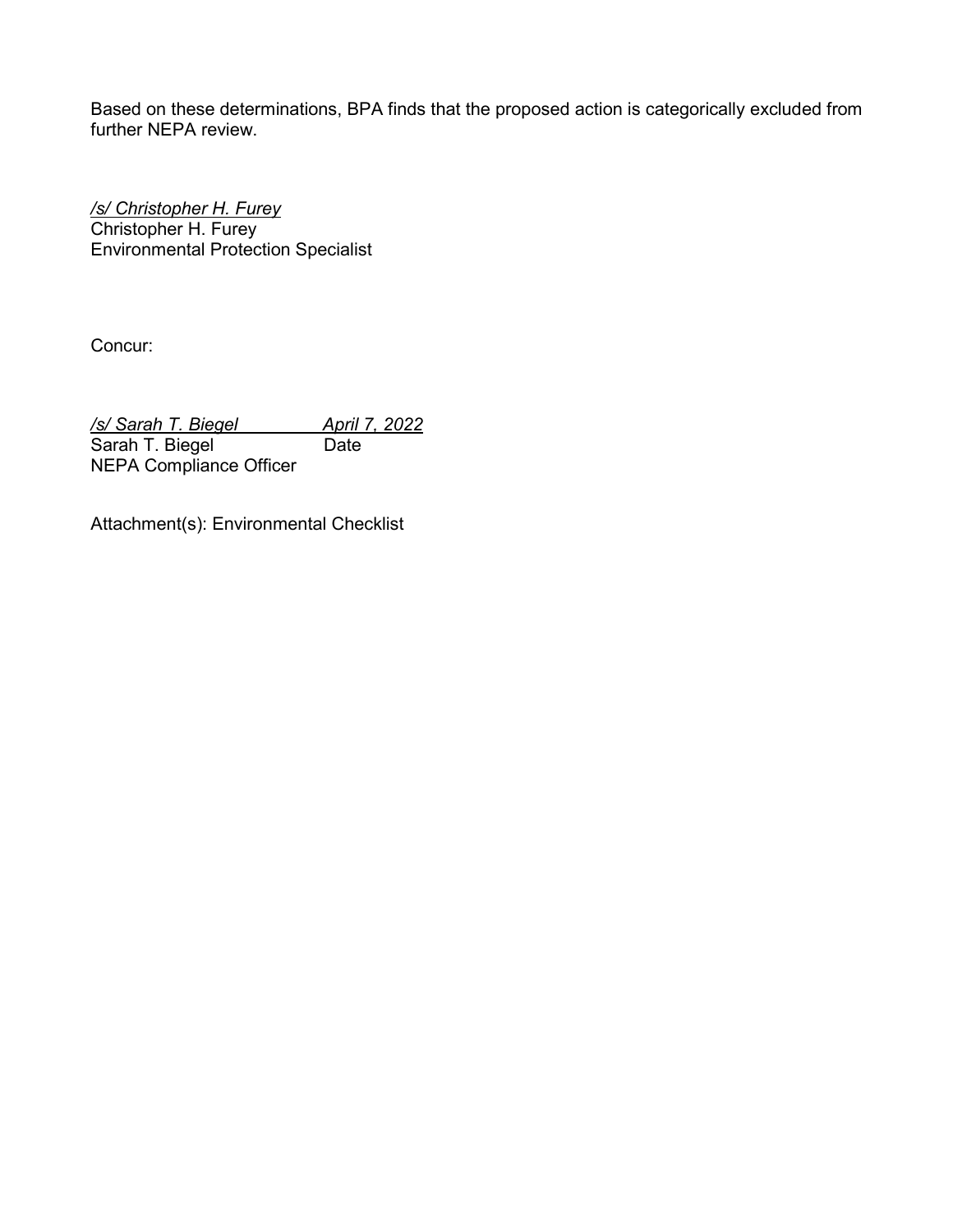Based on these determinations, BPA finds that the proposed action is categorically excluded from further NEPA review.

*/s/ Christopher H. Furey*
Christopher H. Furey
Environmental Protection Specialist

Concur:

*/s/ Sarah T. Biegel* *April 7, 2022*
Sarah T. Biegel Date
NEPA Compliance Officer

Attachment(s): Environmental Checklist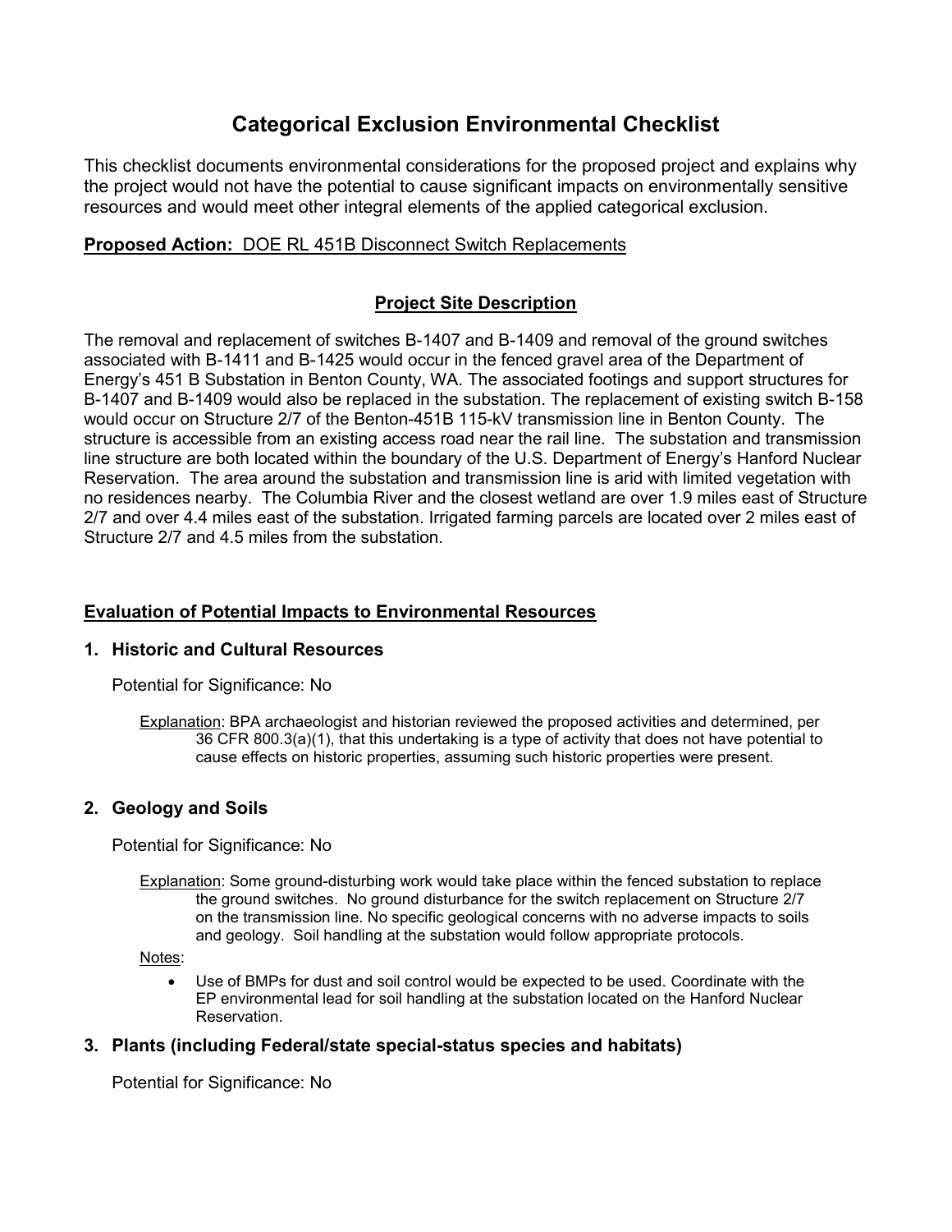# Categorical Exclusion Environmental Checklist

This checklist documents environmental considerations for the proposed project and explains why the project would not have the potential to cause significant impacts on environmentally sensitive resources and would meet other integral elements of the applied categorical exclusion.

**Proposed Action:** DOE RL 451B Disconnect Switch Replacements

## Project Site Description

The removal and replacement of switches B-1407 and B-1409 and removal of the ground switches associated with B-1411 and B-1425 would occur in the fenced gravel area of the Department of Energy's 451 B Substation in Benton County, WA. The associated footings and support structures for B-1407 and B-1409 would also be replaced in the substation. The replacement of existing switch B-158 would occur on Structure 2/7 of the Benton-451B 115-kV transmission line in Benton County. The structure is accessible from an existing access road near the rail line. The substation and transmission line structure are both located within the boundary of the U.S. Department of Energy's Hanford Nuclear Reservation. The area around the substation and transmission line is arid with limited vegetation with no residences nearby. The Columbia River and the closest wetland are over 1.9 miles east of Structure 2/7 and over 4.4 miles east of the substation. Irrigated farming parcels are located over 2 miles east of Structure 2/7 and 4.5 miles from the substation.

## Evaluation of Potential Impacts to Environmental Resources

### 1. Historic and Cultural Resources

Potential for Significance: No

Explanation: BPA archaeologist and historian reviewed the proposed activities and determined, per 36 CFR 800.3(a)(1), that this undertaking is a type of activity that does not have potential to cause effects on historic properties, assuming such historic properties were present.

### 2. Geology and Soils

Potential for Significance: No

Explanation: Some ground-disturbing work would take place within the fenced substation to replace the ground switches. No ground disturbance for the switch replacement on Structure 2/7 on the transmission line. No specific geological concerns with no adverse impacts to soils and geology. Soil handling at the substation would follow appropriate protocols.

Notes:

- Use of BMPs for dust and soil control would be expected to be used. Coordinate with the EP environmental lead for soil handling at the substation located on the Hanford Nuclear Reservation.

### 3. Plants (including Federal/state special-status species and habitats)

Potential for Significance: No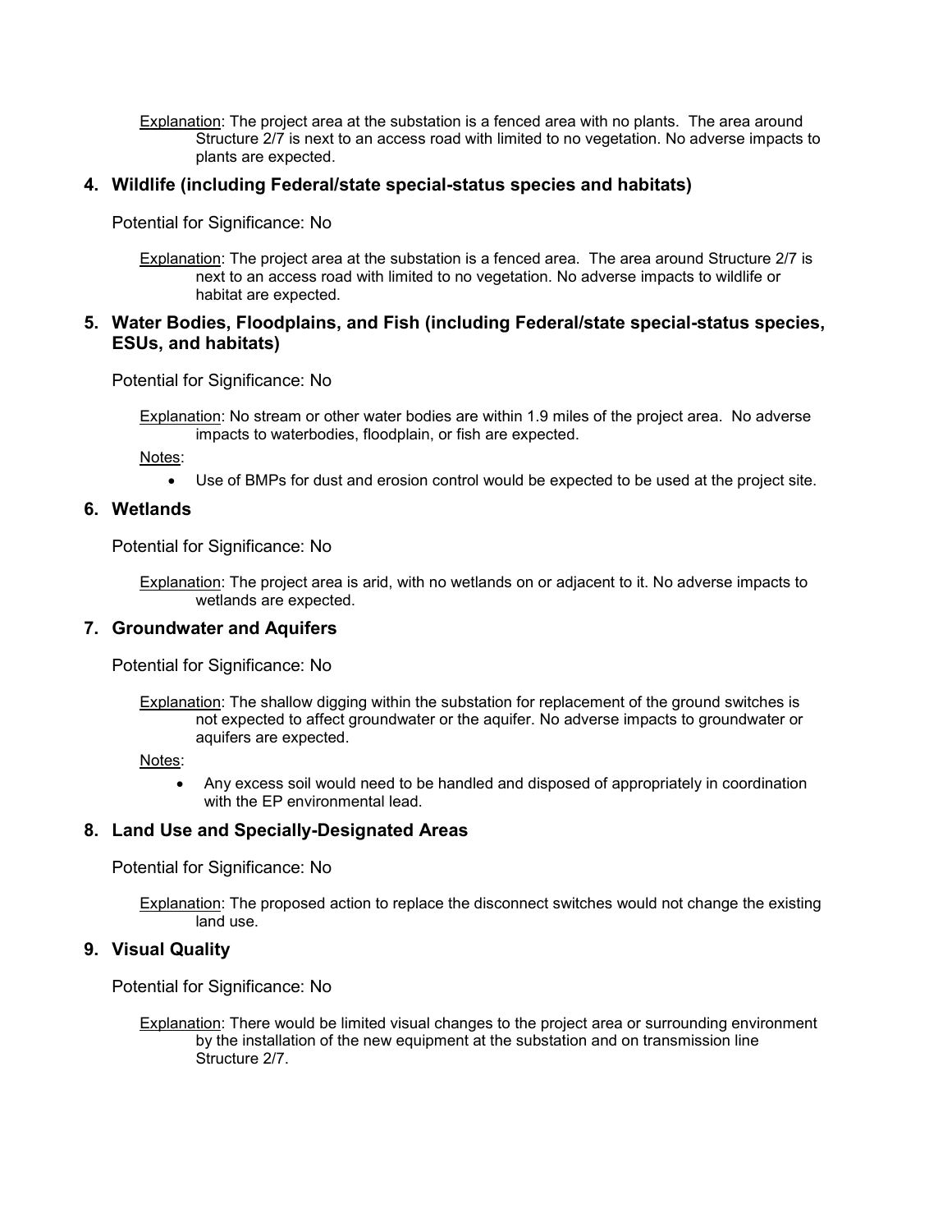Explanation: The project area at the substation is a fenced area with no plants. The area around Structure 2/7 is next to an access road with limited to no vegetation. No adverse impacts to plants are expected.

## 4. Wildlife (including Federal/state special-status species and habitats)

Potential for Significance: No

Explanation: The project area at the substation is a fenced area. The area around Structure 2/7 is next to an access road with limited to no vegetation. No adverse impacts to wildlife or habitat are expected.

## 5. Water Bodies, Floodplains, and Fish (including Federal/state special-status species, ESUs, and habitats)

Potential for Significance: No

Explanation: No stream or other water bodies are within 1.9 miles of the project area. No adverse impacts to waterbodies, floodplain, or fish are expected.

Notes:

- Use of BMPs for dust and erosion control would be expected to be used at the project site.

## 6. Wetlands

Potential for Significance: No

Explanation: The project area is arid, with no wetlands on or adjacent to it. No adverse impacts to wetlands are expected.

## 7. Groundwater and Aquifers

Potential for Significance: No

Explanation: The shallow digging within the substation for replacement of the ground switches is not expected to affect groundwater or the aquifer. No adverse impacts to groundwater or aquifers are expected.

Notes:

- Any excess soil would need to be handled and disposed of appropriately in coordination with the EP environmental lead.

## 8. Land Use and Specially-Designated Areas

Potential for Significance: No

Explanation: The proposed action to replace the disconnect switches would not change the existing land use.

## 9. Visual Quality

Potential for Significance: No

Explanation: There would be limited visual changes to the project area or surrounding environment by the installation of the new equipment at the substation and on transmission line Structure 2/7.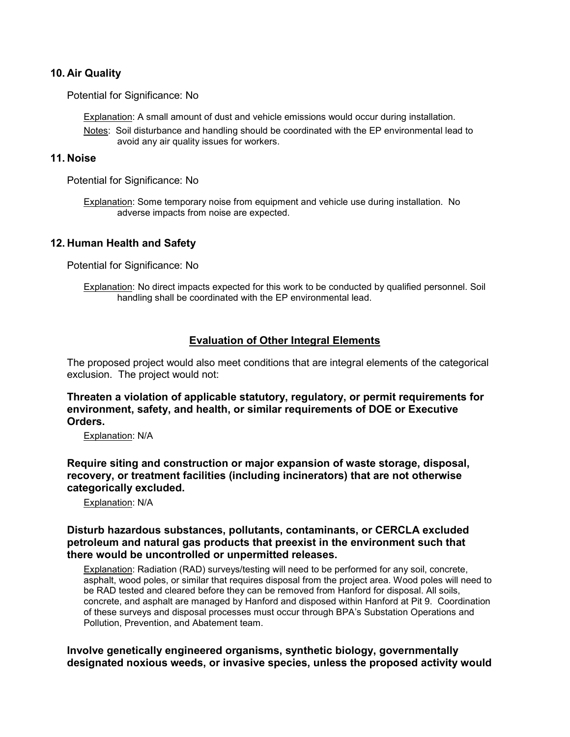## 10. Air Quality

Potential for Significance: No

Explanation: A small amount of dust and vehicle emissions would occur during installation.

Notes: Soil disturbance and handling should be coordinated with the EP environmental lead to avoid any air quality issues for workers.

## 11. Noise

Potential for Significance: No

Explanation: Some temporary noise from equipment and vehicle use during installation. No adverse impacts from noise are expected.

## 12. Human Health and Safety

Potential for Significance: No

Explanation: No direct impacts expected for this work to be conducted by qualified personnel. Soil handling shall be coordinated with the EP environmental lead.

## Evaluation of Other Integral Elements

The proposed project would also meet conditions that are integral elements of the categorical exclusion. The project would not:

**Threaten a violation of applicable statutory, regulatory, or permit requirements for environment, safety, and health, or similar requirements of DOE or Executive Orders.**

Explanation: N/A

**Require siting and construction or major expansion of waste storage, disposal, recovery, or treatment facilities (including incinerators) that are not otherwise categorically excluded.**

Explanation: N/A

**Disturb hazardous substances, pollutants, contaminants, or CERCLA excluded petroleum and natural gas products that preexist in the environment such that there would be uncontrolled or unpermitted releases.**

Explanation: Radiation (RAD) surveys/testing will need to be performed for any soil, concrete, asphalt, wood poles, or similar that requires disposal from the project area. Wood poles will need to be RAD tested and cleared before they can be removed from Hanford for disposal. All soils, concrete, and asphalt are managed by Hanford and disposed within Hanford at Pit 9. Coordination of these surveys and disposal processes must occur through BPA's Substation Operations and Pollution, Prevention, and Abatement team.

**Involve genetically engineered organisms, synthetic biology, governmentally designated noxious weeds, or invasive species, unless the proposed activity would**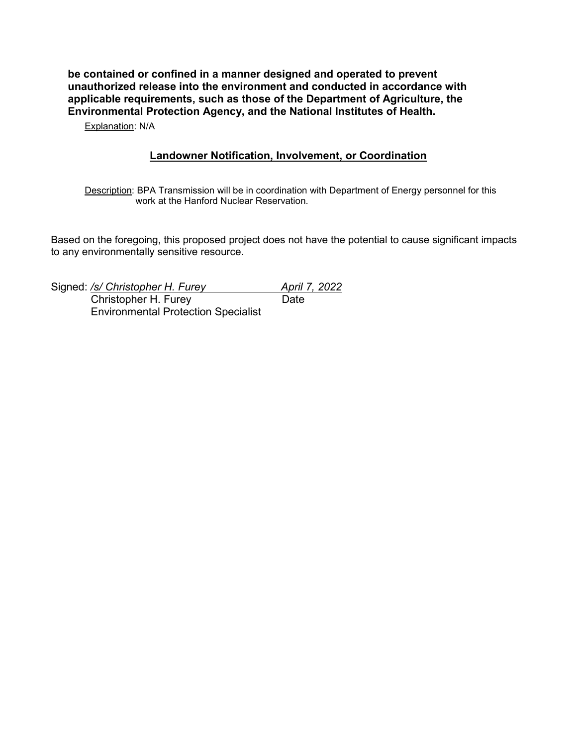**be contained or confined in a manner designed and operated to prevent unauthorized release into the environment and conducted in accordance with applicable requirements, such as those of the Department of Agriculture, the Environmental Protection Agency, and the National Institutes of Health.**

Explanation: N/A

## Landowner Notification, Involvement, or Coordination

Description: BPA Transmission will be in coordination with Department of Energy personnel for this work at the Hanford Nuclear Reservation.

Based on the foregoing, this proposed project does not have the potential to cause significant impacts to any environmentally sensitive resource.

Signed: */s/ Christopher H. Furey* *April 7, 2022*
Christopher H. Furey Date
Environmental Protection Specialist